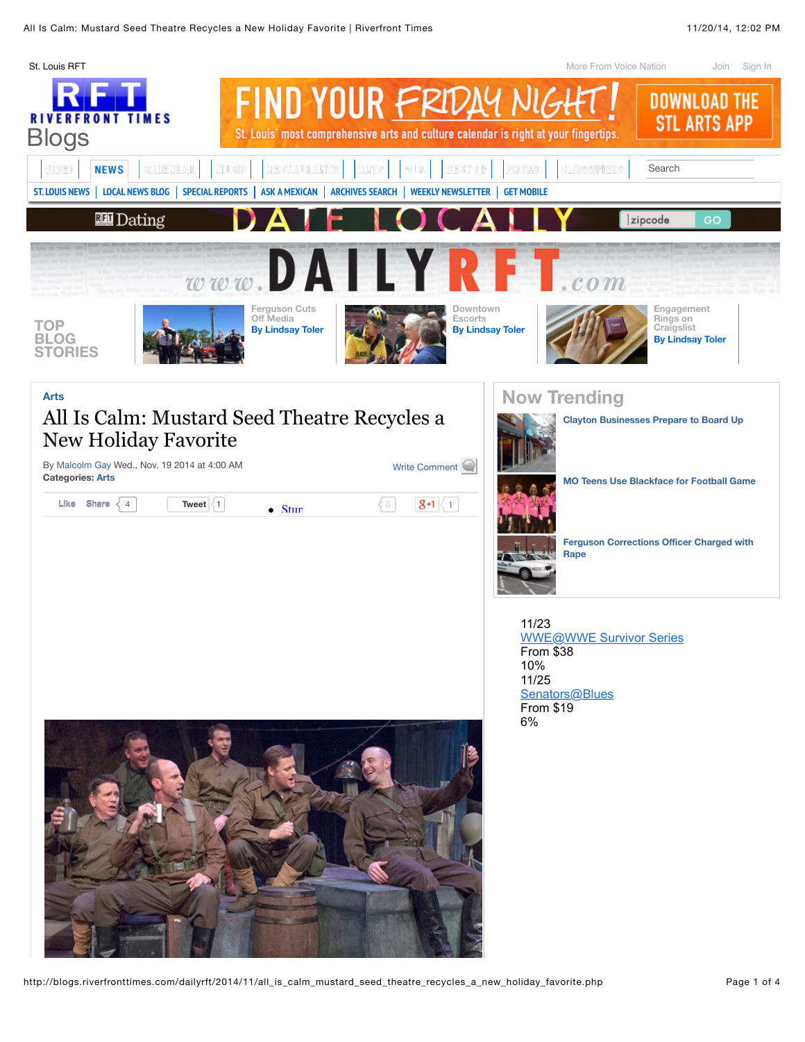St. Louis RFT

More From Voice Nation    Join    Sign In

RIVERFRONT TIMES Blogs

FIND YOUR FRIDAY NIGHT! St. Louis' most comprehensive arts and culture calendar is right at your fingertips. DOWNLOAD THE STL ARTS APP

VIDEO | NEWS | CALENDAR | MUSIC | RESTAURANTS | ARTS | FILM | BEST OF | PROMO | CLASSIFIEDS | Search

ST. LOUIS NEWS | LOCAL NEWS BLOG | SPECIAL REPORTS | ASK A MEXICAN | ARCHIVES SEARCH | WEEKLY NEWSLETTER | GET MOBILE

RFT Dating DATE LOCALLY zipcode GO

www.DAILYRFT.com

TOP BLOG STORIES

Ferguson Cuts Off Media
By Lindsay Toler

Downtown Escorts
By Lindsay Toler

Engagement Rings on Craigslist
By Lindsay Toler

Arts

# All Is Calm: Mustard Seed Theatre Recycles a New Holiday Favorite

By Malcolm Gay Wed., Nov. 19 2014 at 4:00 AM
**Categories:** Arts

Write Comment

Like Share 4 Tweet 1 • Stun 0 g+1 1

## Now Trending

Clayton Businesses Prepare to Board Up

MO Teens Use Blackface for Football Game

Ferguson Corrections Officer Charged with Rape

11/23
WWE@WWE Survivor Series
From $38
10%
11/25
Senators@Blues
From $19
6%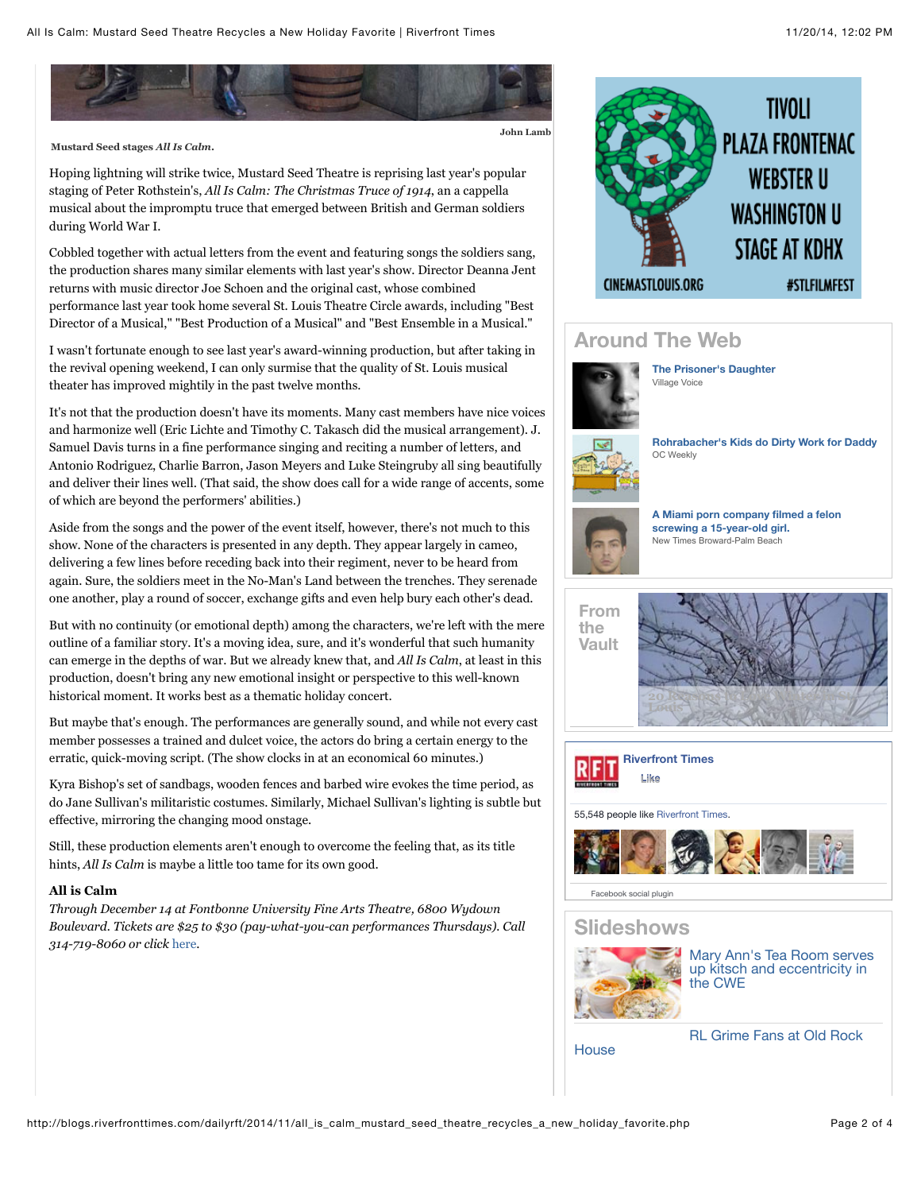John Lamb

**Mustard Seed stages *All Is Calm*.**

Hoping lightning will strike twice, Mustard Seed Theatre is reprising last year's popular staging of Peter Rothstein's, *All Is Calm: The Christmas Truce of 1914*, an a cappella musical about the impromptu truce that emerged between British and German soldiers during World War I.

Cobbled together with actual letters from the event and featuring songs the soldiers sang, the production shares many similar elements with last year's show. Director Deanna Jent returns with music director Joe Schoen and the original cast, whose combined performance last year took home several St. Louis Theatre Circle awards, including "Best Director of a Musical," "Best Production of a Musical" and "Best Ensemble in a Musical."

I wasn't fortunate enough to see last year's award-winning production, but after taking in the revival opening weekend, I can only surmise that the quality of St. Louis musical theater has improved mightily in the past twelve months.

It's not that the production doesn't have its moments. Many cast members have nice voices and harmonize well (Eric Lichte and Timothy C. Takasch did the musical arrangement). J. Samuel Davis turns in a fine performance singing and reciting a number of letters, and Antonio Rodriguez, Charlie Barron, Jason Meyers and Luke Steingruby all sing beautifully and deliver their lines well. (That said, the show does call for a wide range of accents, some of which are beyond the performers' abilities.)

Aside from the songs and the power of the event itself, however, there's not much to this show. None of the characters is presented in any depth. They appear largely in cameo, delivering a few lines before receding back into their regiment, never to be heard from again. Sure, the soldiers meet in the No-Man's Land between the trenches. They serenade one another, play a round of soccer, exchange gifts and even help bury each other's dead.

But with no continuity (or emotional depth) among the characters, we're left with the mere outline of a familiar story. It's a moving idea, sure, and it's wonderful that such humanity can emerge in the depths of war. But we already knew that, and *All Is Calm*, at least in this production, doesn't bring any new emotional insight or perspective to this well-known historical moment. It works best as a thematic holiday concert.

But maybe that's enough. The performances are generally sound, and while not every cast member possesses a trained and dulcet voice, the actors do bring a certain energy to the erratic, quick-moving script. (The show clocks in at an economical 60 minutes.)

Kyra Bishop's set of sandbags, wooden fences and barbed wire evokes the time period, as do Jane Sullivan's militaristic costumes. Similarly, Michael Sullivan's lighting is subtle but effective, mirroring the changing mood onstage.

Still, these production elements aren't enough to overcome the feeling that, as its title hints, *All Is Calm* is maybe a little too tame for its own good.

**All is Calm**

*Through December 14 at Fontbonne University Fine Arts Theatre, 6800 Wydown Boulevard. Tickets are $25 to $30 (pay-what-you-can performances Thursdays). Call 314-719-8060 or click* here.

TIVOLI
PLAZA FRONTENAC
WEBSTER U
WASHINGTON U
STAGE AT KDHX
CINEMASTLOUIS.ORG #STLFILMFEST

## Around The Web

**The Prisoner's Daughter**
Village Voice

**Rohrabacher's Kids do Dirty Work for Daddy**
OC Weekly

**A Miami porn company filmed a felon screwing a 15-year-old girl.**
New Times Broward-Palm Beach

## From the Vault

**Riverfront Times**
Like

55,548 people like Riverfront Times.

Facebook social plugin

## Slideshows

Mary Ann's Tea Room serves up kitsch and eccentricity in the CWE

RL Grime Fans at Old Rock House